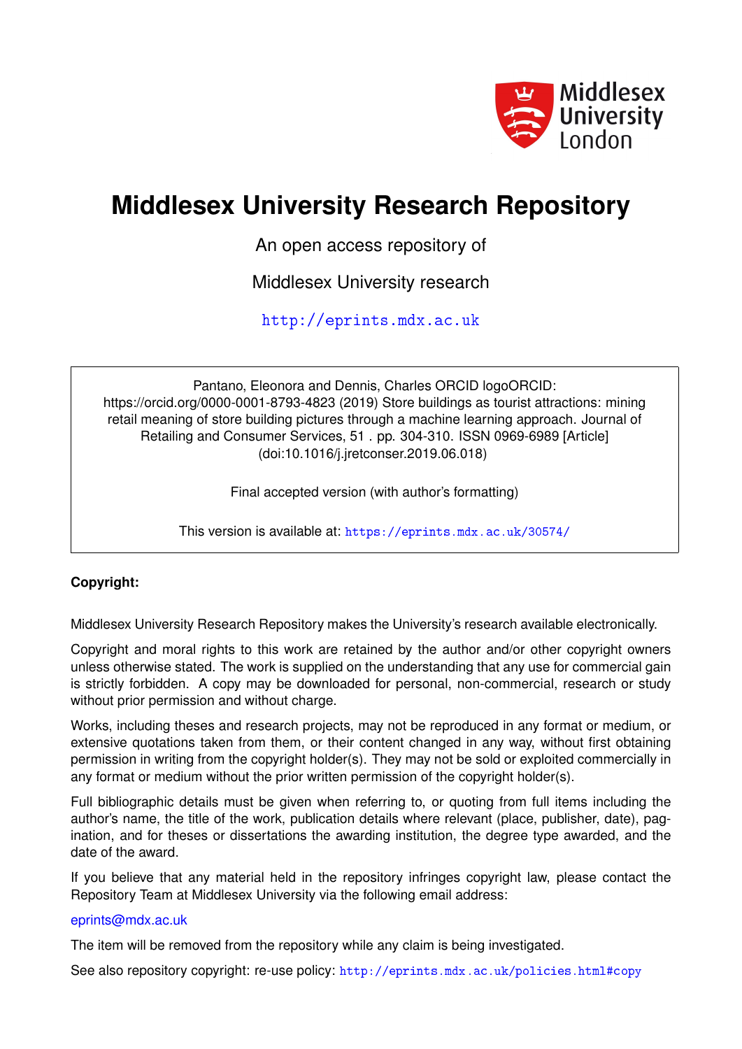Middlesex University London

# Middlesex University Research Repository

An open access repository of

Middlesex University research

http://eprints.mdx.ac.uk

Pantano, Eleonora and Dennis, Charles ORCID logoORCID: https://orcid.org/0000-0001-8793-4823 (2019) Store buildings as tourist attractions: mining retail meaning of store building pictures through a machine learning approach. Journal of Retailing and Consumer Services, 51 . pp. 304-310. ISSN 0969-6989 [Article] (doi:10.1016/j.jretconser.2019.06.018)

Final accepted version (with author's formatting)

This version is available at: https://eprints.mdx.ac.uk/30574/

**Copyright:**

Middlesex University Research Repository makes the University's research available electronically.

Copyright and moral rights to this work are retained by the author and/or other copyright owners unless otherwise stated. The work is supplied on the understanding that any use for commercial gain is strictly forbidden. A copy may be downloaded for personal, non-commercial, research or study without prior permission and without charge.

Works, including theses and research projects, may not be reproduced in any format or medium, or extensive quotations taken from them, or their content changed in any way, without first obtaining permission in writing from the copyright holder(s). They may not be sold or exploited commercially in any format or medium without the prior written permission of the copyright holder(s).

Full bibliographic details must be given when referring to, or quoting from full items including the author's name, the title of the work, publication details where relevant (place, publisher, date), pagination, and for theses or dissertations the awarding institution, the degree type awarded, and the date of the award.

If you believe that any material held in the repository infringes copyright law, please contact the Repository Team at Middlesex University via the following email address:

eprints@mdx.ac.uk

The item will be removed from the repository while any claim is being investigated.

See also repository copyright: re-use policy: http://eprints.mdx.ac.uk/policies.html#copy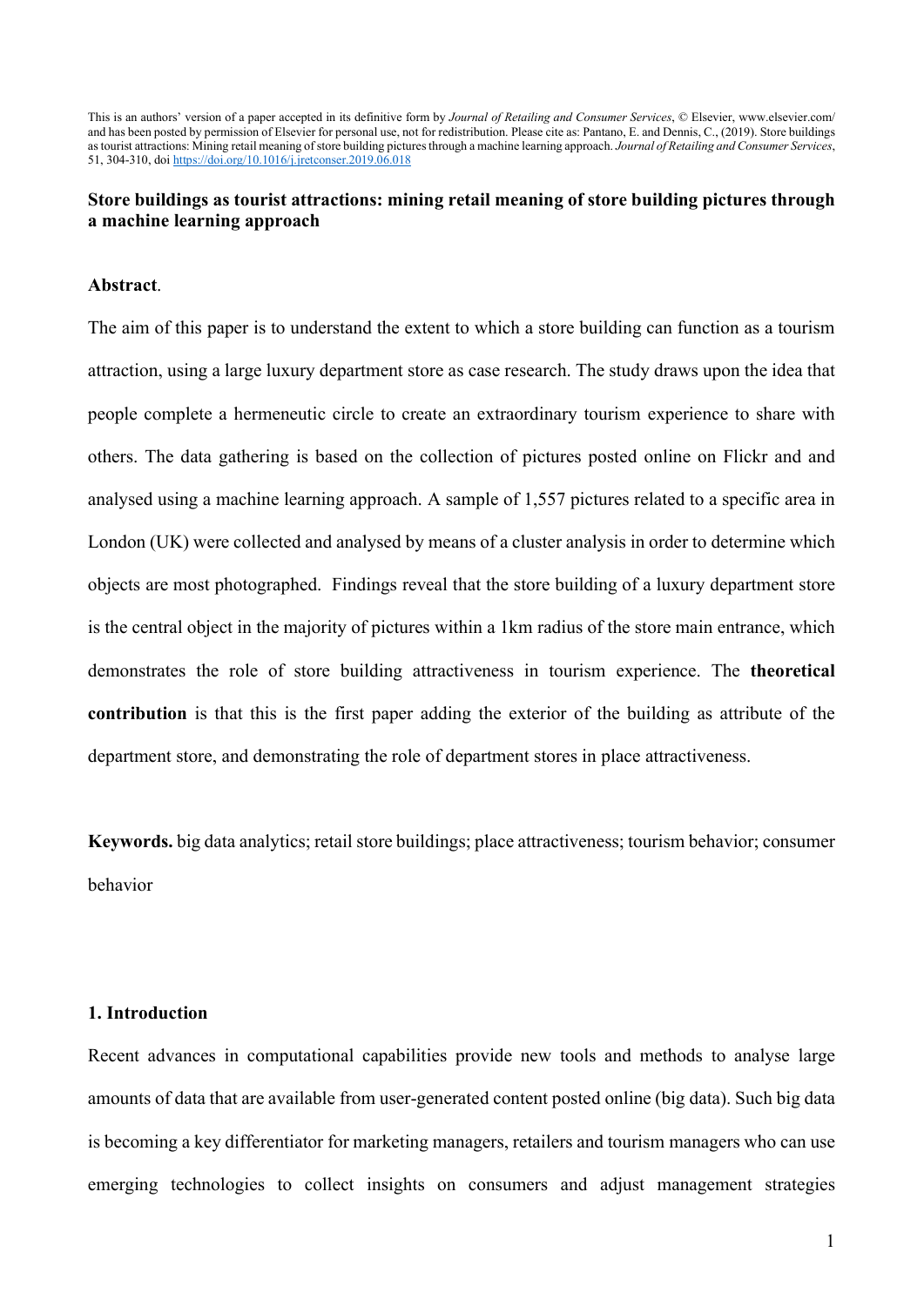This is an authors' version of a paper accepted in its definitive form by *Journal of Retailing and Consumer Services*, © Elsevier, www.elsevier.com/ and has been posted by permission of Elsevier for personal use, not for redistribution. Please cite as: Pantano, E. and Dennis, C., (2019). Store buildings as tourist attractions: Mining retail meaning of store building pictures through a machine learning approach. *Journal of Retailing and Consumer Services*, 51, 304-310, doi https://doi.org/10.1016/j.jretconser.2019.06.018

# Store buildings as tourist attractions: mining retail meaning of store building pictures through a machine learning approach

**Abstract**.

The aim of this paper is to understand the extent to which a store building can function as a tourism attraction, using a large luxury department store as case research. The study draws upon the idea that people complete a hermeneutic circle to create an extraordinary tourism experience to share with others. The data gathering is based on the collection of pictures posted online on Flickr and and analysed using a machine learning approach. A sample of 1,557 pictures related to a specific area in London (UK) were collected and analysed by means of a cluster analysis in order to determine which objects are most photographed. Findings reveal that the store building of a luxury department store is the central object in the majority of pictures within a 1km radius of the store main entrance, which demonstrates the role of store building attractiveness in tourism experience. The **theoretical contribution** is that this is the first paper adding the exterior of the building as attribute of the department store, and demonstrating the role of department stores in place attractiveness.

**Keywords.** big data analytics; retail store buildings; place attractiveness; tourism behavior; consumer behavior

## 1. Introduction

Recent advances in computational capabilities provide new tools and methods to analyse large amounts of data that are available from user-generated content posted online (big data). Such big data is becoming a key differentiator for marketing managers, retailers and tourism managers who can use emerging technologies to collect insights on consumers and adjust management strategies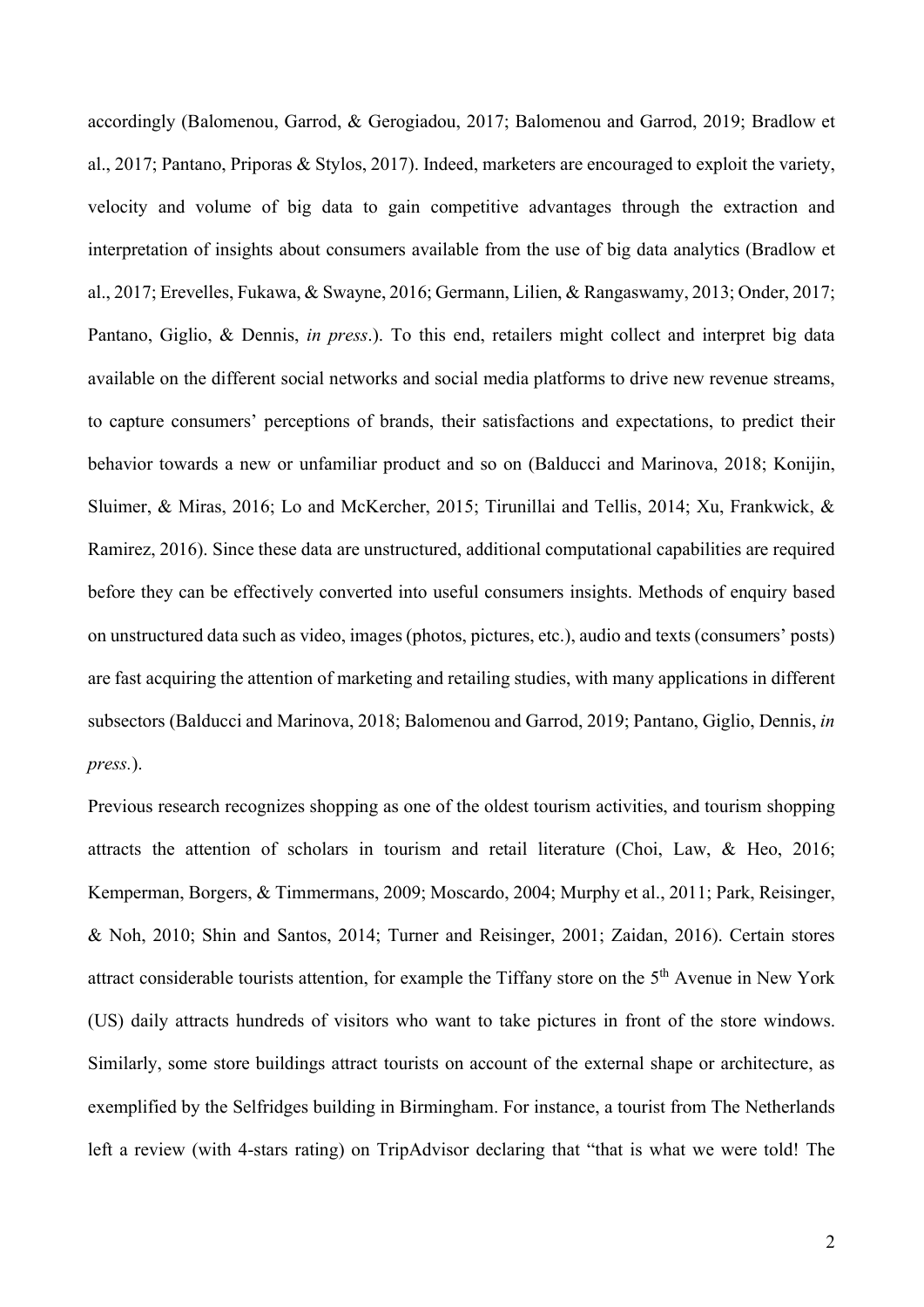accordingly (Balomenou, Garrod, & Gerogiadou, 2017; Balomenou and Garrod, 2019; Bradlow et al., 2017; Pantano, Priporas & Stylos, 2017). Indeed, marketers are encouraged to exploit the variety, velocity and volume of big data to gain competitive advantages through the extraction and interpretation of insights about consumers available from the use of big data analytics (Bradlow et al., 2017; Erevelles, Fukawa, & Swayne, 2016; Germann, Lilien, & Rangaswamy, 2013; Onder, 2017; Pantano, Giglio, & Dennis, *in press*.). To this end, retailers might collect and interpret big data available on the different social networks and social media platforms to drive new revenue streams, to capture consumers' perceptions of brands, their satisfactions and expectations, to predict their behavior towards a new or unfamiliar product and so on (Balducci and Marinova, 2018; Konijin, Sluimer, & Miras, 2016; Lo and McKercher, 2015; Tirunillai and Tellis, 2014; Xu, Frankwick, & Ramirez, 2016). Since these data are unstructured, additional computational capabilities are required before they can be effectively converted into useful consumers insights. Methods of enquiry based on unstructured data such as video, images (photos, pictures, etc.), audio and texts (consumers' posts) are fast acquiring the attention of marketing and retailing studies, with many applications in different subsectors (Balducci and Marinova, 2018; Balomenou and Garrod, 2019; Pantano, Giglio, Dennis, *in press.*).

Previous research recognizes shopping as one of the oldest tourism activities, and tourism shopping attracts the attention of scholars in tourism and retail literature (Choi, Law, & Heo, 2016; Kemperman, Borgers, & Timmermans, 2009; Moscardo, 2004; Murphy et al., 2011; Park, Reisinger, & Noh, 2010; Shin and Santos, 2014; Turner and Reisinger, 2001; Zaidan, 2016). Certain stores attract considerable tourists attention, for example the Tiffany store on the 5th Avenue in New York (US) daily attracts hundreds of visitors who want to take pictures in front of the store windows. Similarly, some store buildings attract tourists on account of the external shape or architecture, as exemplified by the Selfridges building in Birmingham. For instance, a tourist from The Netherlands left a review (with 4-stars rating) on TripAdvisor declaring that "that is what we were told! The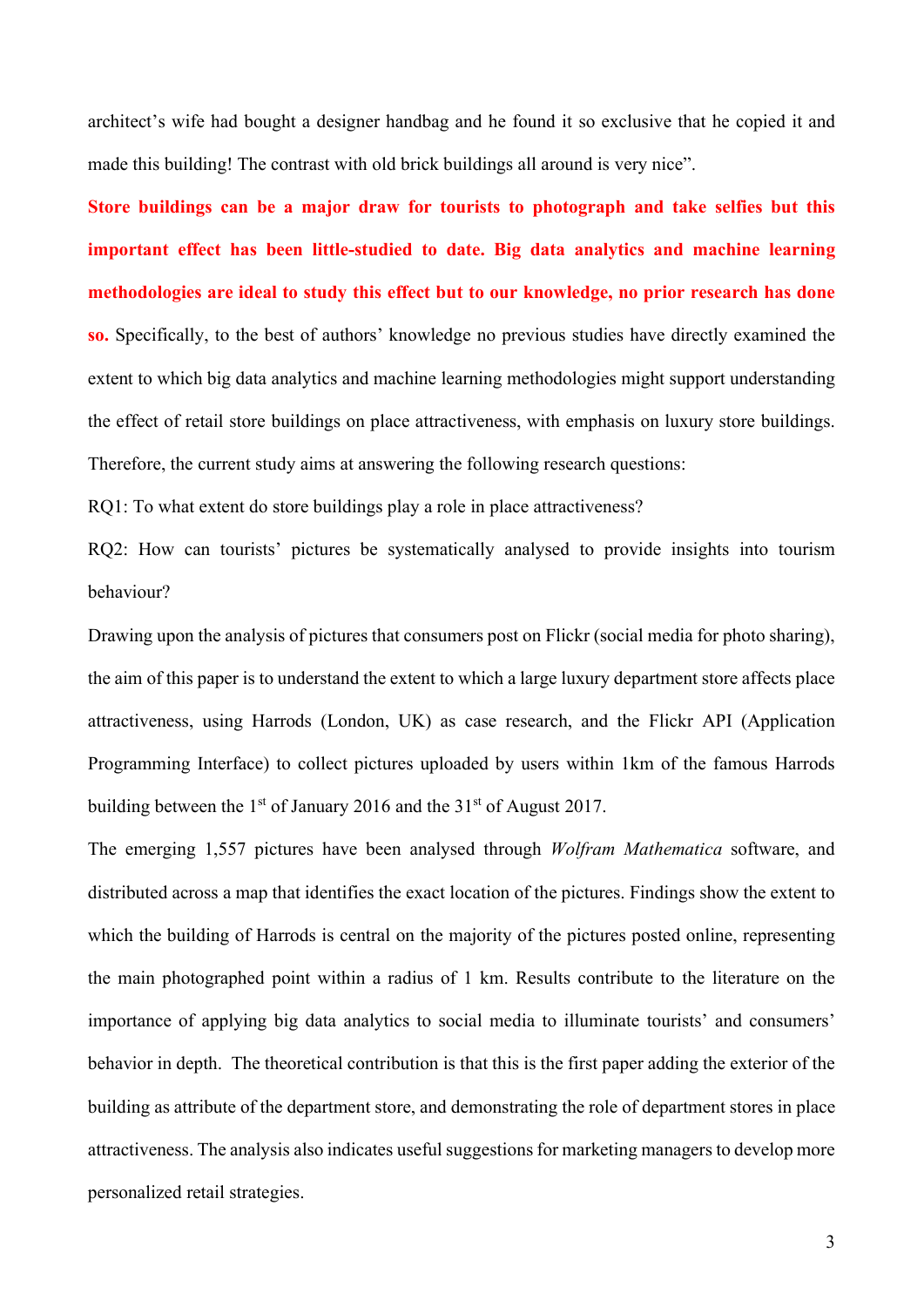architect's wife had bought a designer handbag and he found it so exclusive that he copied it and made this building! The contrast with old brick buildings all around is very nice".

**Store buildings can be a major draw for tourists to photograph and take selfies but this important effect has been little-studied to date. Big data analytics and machine learning methodologies are ideal to study this effect but to our knowledge, no prior research has done so.** Specifically, to the best of authors' knowledge no previous studies have directly examined the extent to which big data analytics and machine learning methodologies might support understanding the effect of retail store buildings on place attractiveness, with emphasis on luxury store buildings. Therefore, the current study aims at answering the following research questions:

RQ1: To what extent do store buildings play a role in place attractiveness?

RQ2: How can tourists' pictures be systematically analysed to provide insights into tourism behaviour?

Drawing upon the analysis of pictures that consumers post on Flickr (social media for photo sharing), the aim of this paper is to understand the extent to which a large luxury department store affects place attractiveness, using Harrods (London, UK) as case research, and the Flickr API (Application Programming Interface) to collect pictures uploaded by users within 1km of the famous Harrods building between the 1st of January 2016 and the 31st of August 2017.

The emerging 1,557 pictures have been analysed through *Wolfram Mathematica* software, and distributed across a map that identifies the exact location of the pictures. Findings show the extent to which the building of Harrods is central on the majority of the pictures posted online, representing the main photographed point within a radius of 1 km. Results contribute to the literature on the importance of applying big data analytics to social media to illuminate tourists' and consumers' behavior in depth. The theoretical contribution is that this is the first paper adding the exterior of the building as attribute of the department store, and demonstrating the role of department stores in place attractiveness. The analysis also indicates useful suggestions for marketing managers to develop more personalized retail strategies.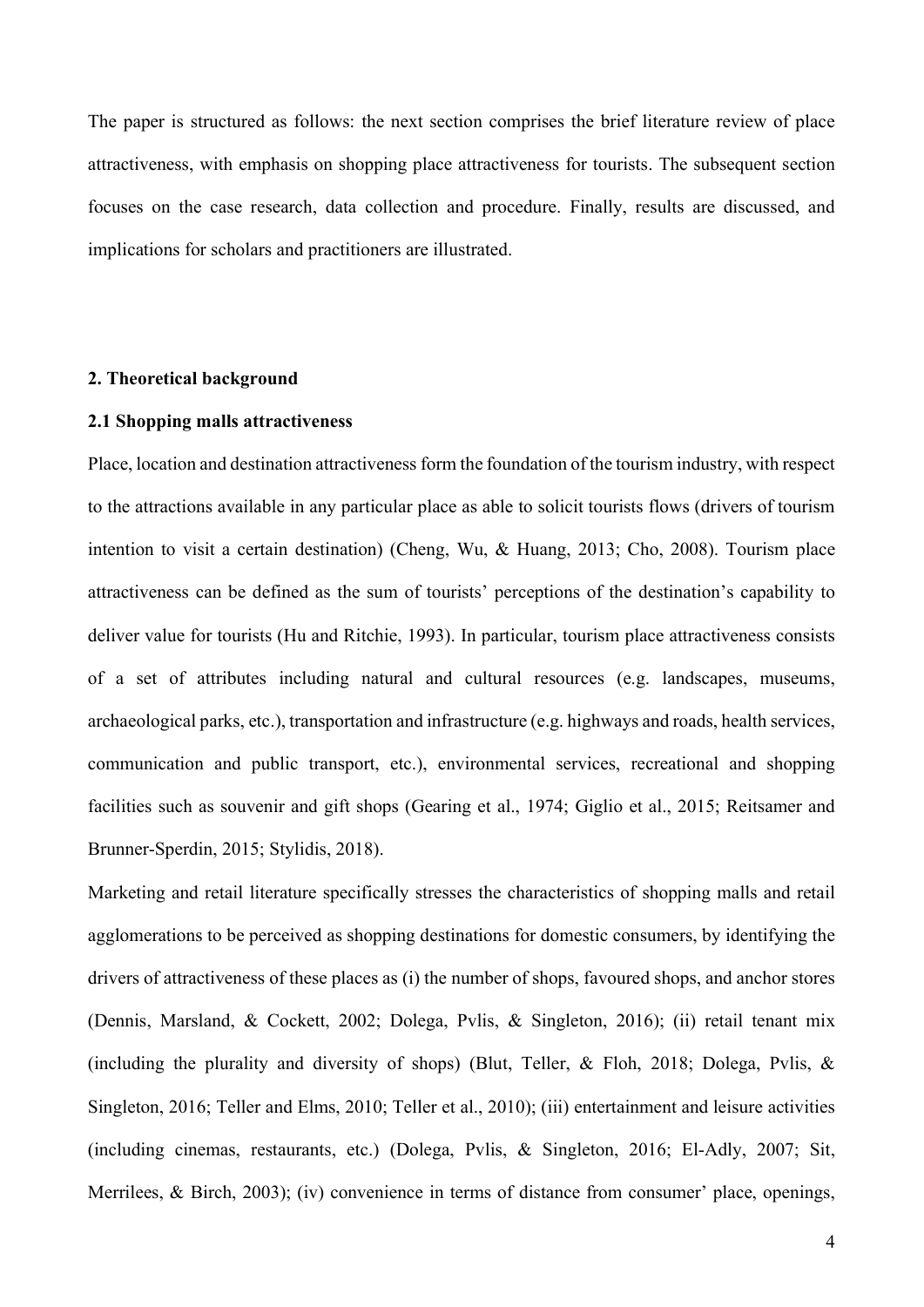The paper is structured as follows: the next section comprises the brief literature review of place attractiveness, with emphasis on shopping place attractiveness for tourists. The subsequent section focuses on the case research, data collection and procedure. Finally, results are discussed, and implications for scholars and practitioners are illustrated.

## 2. Theoretical background

### 2.1 Shopping malls attractiveness

Place, location and destination attractiveness form the foundation of the tourism industry, with respect to the attractions available in any particular place as able to solicit tourists flows (drivers of tourism intention to visit a certain destination) (Cheng, Wu, & Huang, 2013; Cho, 2008). Tourism place attractiveness can be defined as the sum of tourists' perceptions of the destination's capability to deliver value for tourists (Hu and Ritchie, 1993). In particular, tourism place attractiveness consists of a set of attributes including natural and cultural resources (e.g. landscapes, museums, archaeological parks, etc.), transportation and infrastructure (e.g. highways and roads, health services, communication and public transport, etc.), environmental services, recreational and shopping facilities such as souvenir and gift shops (Gearing et al., 1974; Giglio et al., 2015; Reitsamer and Brunner-Sperdin, 2015; Stylidis, 2018).

Marketing and retail literature specifically stresses the characteristics of shopping malls and retail agglomerations to be perceived as shopping destinations for domestic consumers, by identifying the drivers of attractiveness of these places as (i) the number of shops, favoured shops, and anchor stores (Dennis, Marsland, & Cockett, 2002; Dolega, Pvlis, & Singleton, 2016); (ii) retail tenant mix (including the plurality and diversity of shops) (Blut, Teller, & Floh, 2018; Dolega, Pvlis, & Singleton, 2016; Teller and Elms, 2010; Teller et al., 2010); (iii) entertainment and leisure activities (including cinemas, restaurants, etc.) (Dolega, Pvlis, & Singleton, 2016; El-Adly, 2007; Sit, Merrilees, & Birch, 2003); (iv) convenience in terms of distance from consumer' place, openings,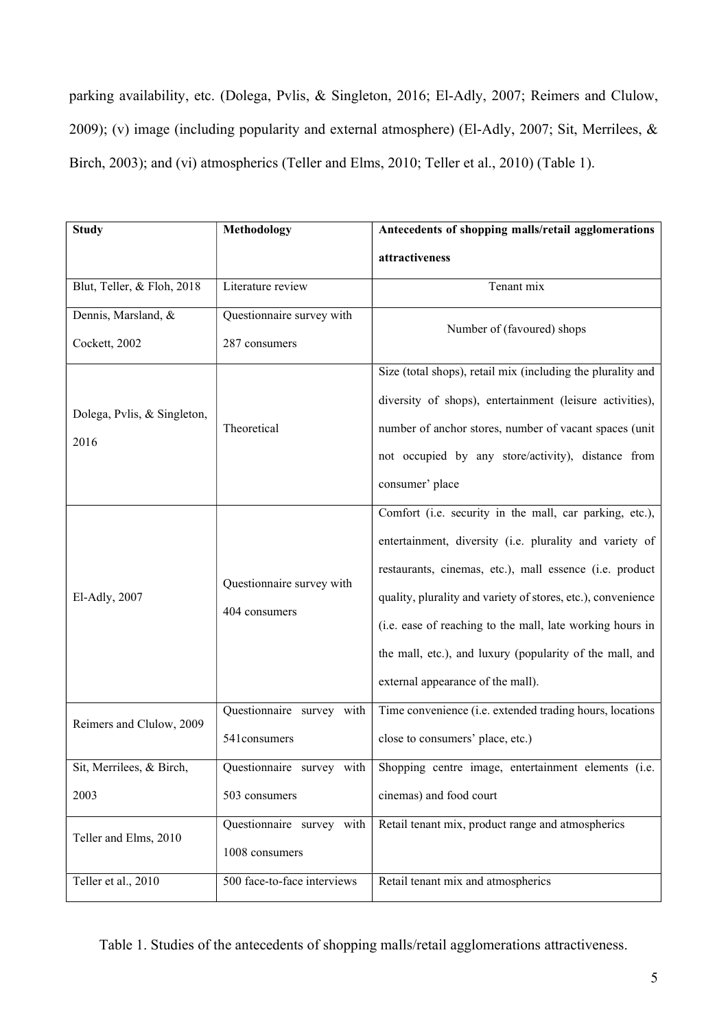parking availability, etc. (Dolega, Pvlis, & Singleton, 2016; El-Adly, 2007; Reimers and Clulow, 2009); (v) image (including popularity and external atmosphere) (El-Adly, 2007; Sit, Merrilees, & Birch, 2003); and (vi) atmospherics (Teller and Elms, 2010; Teller et al., 2010) (Table 1).

| **Study** | **Methodology** | **Antecedents of shopping malls/retail agglomerations attractiveness** |
|---|---|---|
| Blut, Teller, & Floh, 2018 | Literature review | Tenant mix |
| Dennis, Marsland, & Cockett, 2002 | Questionnaire survey with 287 consumers | Number of (favoured) shops |
| Dolega, Pvlis, & Singleton, 2016 | Theoretical | Size (total shops), retail mix (including the plurality and diversity of shops), entertainment (leisure activities), number of anchor stores, number of vacant spaces (unit not occupied by any store/activity), distance from consumer' place |
| El-Adly, 2007 | Questionnaire survey with 404 consumers | Comfort (i.e. security in the mall, car parking, etc.), entertainment, diversity (i.e. plurality and variety of restaurants, cinemas, etc.), mall essence (i.e. product quality, plurality and variety of stores, etc.), convenience (i.e. ease of reaching to the mall, late working hours in the mall, etc.), and luxury (popularity of the mall, and external appearance of the mall). |
| Reimers and Clulow, 2009 | Questionnaire survey with 541consumers | Time convenience (i.e. extended trading hours, locations close to consumers' place, etc.) |
| Sit, Merrilees, & Birch, 2003 | Questionnaire survey with 503 consumers | Shopping centre image, entertainment elements (i.e. cinemas) and food court |
| Teller and Elms, 2010 | Questionnaire survey with 1008 consumers | Retail tenant mix, product range and atmospherics |
| Teller et al., 2010 | 500 face-to-face interviews | Retail tenant mix and atmospherics |

Table 1. Studies of the antecedents of shopping malls/retail agglomerations attractiveness.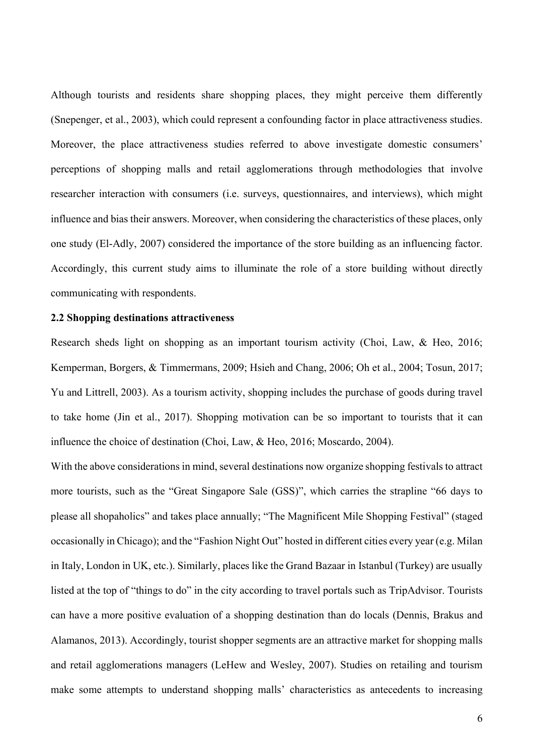Although tourists and residents share shopping places, they might perceive them differently (Snepenger, et al., 2003), which could represent a confounding factor in place attractiveness studies. Moreover, the place attractiveness studies referred to above investigate domestic consumers' perceptions of shopping malls and retail agglomerations through methodologies that involve researcher interaction with consumers (i.e. surveys, questionnaires, and interviews), which might influence and bias their answers. Moreover, when considering the characteristics of these places, only one study (El-Adly, 2007) considered the importance of the store building as an influencing factor. Accordingly, this current study aims to illuminate the role of a store building without directly communicating with respondents.

### 2.2 Shopping destinations attractiveness

Research sheds light on shopping as an important tourism activity (Choi, Law, & Heo, 2016; Kemperman, Borgers, & Timmermans, 2009; Hsieh and Chang, 2006; Oh et al., 2004; Tosun, 2017; Yu and Littrell, 2003). As a tourism activity, shopping includes the purchase of goods during travel to take home (Jin et al., 2017). Shopping motivation can be so important to tourists that it can influence the choice of destination (Choi, Law, & Heo, 2016; Moscardo, 2004).

With the above considerations in mind, several destinations now organize shopping festivals to attract more tourists, such as the "Great Singapore Sale (GSS)", which carries the strapline "66 days to please all shopaholics" and takes place annually; "The Magnificent Mile Shopping Festival" (staged occasionally in Chicago); and the "Fashion Night Out" hosted in different cities every year (e.g. Milan in Italy, London in UK, etc.). Similarly, places like the Grand Bazaar in Istanbul (Turkey) are usually listed at the top of "things to do" in the city according to travel portals such as TripAdvisor. Tourists can have a more positive evaluation of a shopping destination than do locals (Dennis, Brakus and Alamanos, 2013). Accordingly, tourist shopper segments are an attractive market for shopping malls and retail agglomerations managers (LeHew and Wesley, 2007). Studies on retailing and tourism make some attempts to understand shopping malls' characteristics as antecedents to increasing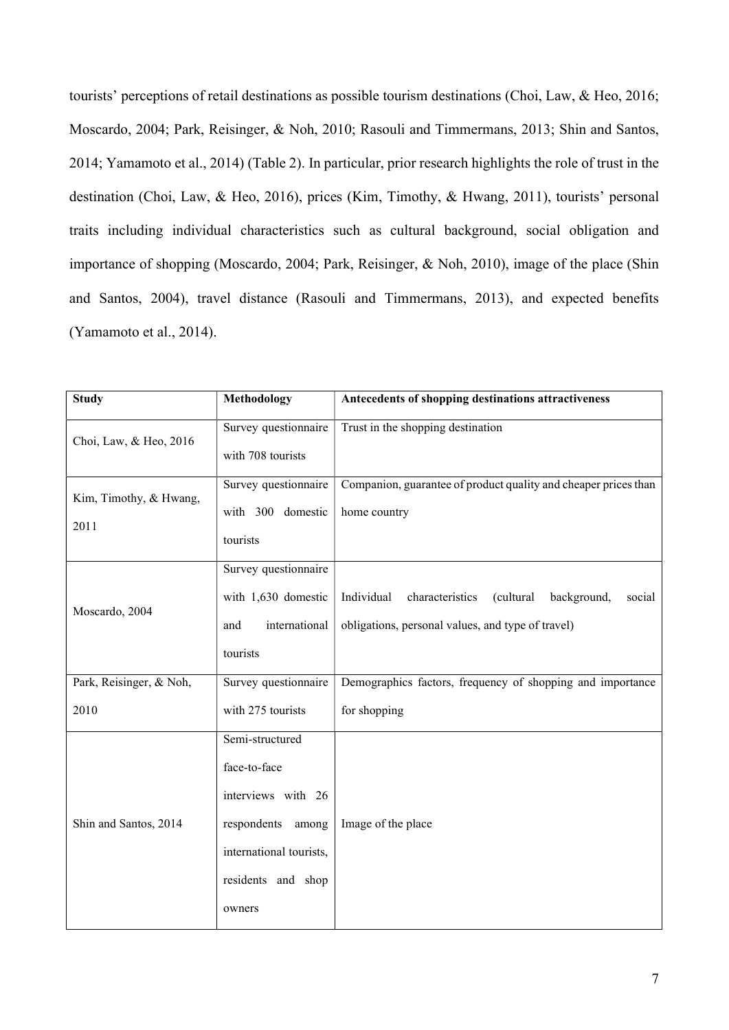tourists' perceptions of retail destinations as possible tourism destinations (Choi, Law, & Heo, 2016; Moscardo, 2004; Park, Reisinger, & Noh, 2010; Rasouli and Timmermans, 2013; Shin and Santos, 2014; Yamamoto et al., 2014) (Table 2). In particular, prior research highlights the role of trust in the destination (Choi, Law, & Heo, 2016), prices (Kim, Timothy, & Hwang, 2011), tourists' personal traits including individual characteristics such as cultural background, social obligation and importance of shopping (Moscardo, 2004; Park, Reisinger, & Noh, 2010), image of the place (Shin and Santos, 2004), travel distance (Rasouli and Timmermans, 2013), and expected benefits (Yamamoto et al., 2014).

| **Study** | **Methodology** | **Antecedents of shopping destinations attractiveness** |
|---|---|---|
| Choi, Law, & Heo, 2016 | Survey questionnaire with 708 tourists | Trust in the shopping destination |
| Kim, Timothy, & Hwang, 2011 | Survey questionnaire with 300 domestic tourists | Companion, guarantee of product quality and cheaper prices than home country |
| Moscardo, 2004 | Survey questionnaire with 1,630 domestic and international tourists | Individual characteristics (cultural background, social obligations, personal values, and type of travel) |
| Park, Reisinger, & Noh, 2010 | Survey questionnaire with 275 tourists | Demographics factors, frequency of shopping and importance for shopping |
| Shin and Santos, 2014 | Semi-structured face-to-face interviews with 26 respondents among international tourists, residents and shop owners | Image of the place |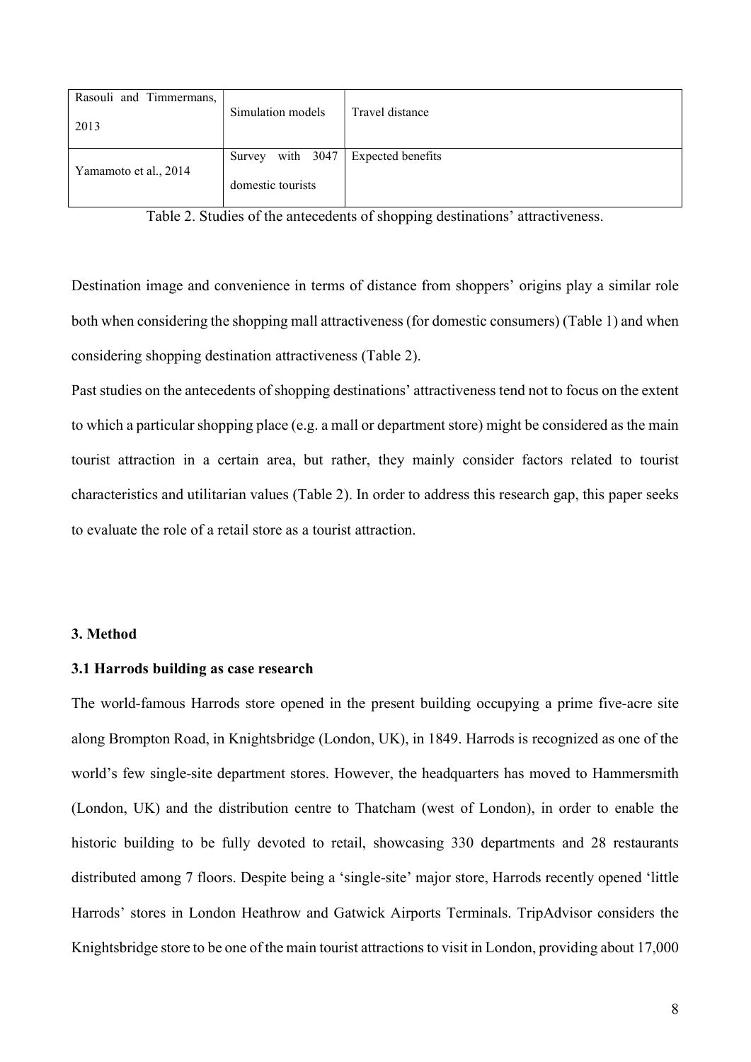| | | |
|---|---|---|
| Rasouli and Timmermans, 2013 | Simulation models | Travel distance |
| Yamamoto et al., 2014 | Survey with 3047 domestic tourists | Expected benefits |

Table 2. Studies of the antecedents of shopping destinations' attractiveness.

Destination image and convenience in terms of distance from shoppers' origins play a similar role both when considering the shopping mall attractiveness (for domestic consumers) (Table 1) and when considering shopping destination attractiveness (Table 2).

Past studies on the antecedents of shopping destinations' attractiveness tend not to focus on the extent to which a particular shopping place (e.g. a mall or department store) might be considered as the main tourist attraction in a certain area, but rather, they mainly consider factors related to tourist characteristics and utilitarian values (Table 2). In order to address this research gap, this paper seeks to evaluate the role of a retail store as a tourist attraction.

## 3. Method

### 3.1 Harrods building as case research

The world-famous Harrods store opened in the present building occupying a prime five-acre site along Brompton Road, in Knightsbridge (London, UK), in 1849. Harrods is recognized as one of the world's few single-site department stores. However, the headquarters has moved to Hammersmith (London, UK) and the distribution centre to Thatcham (west of London), in order to enable the historic building to be fully devoted to retail, showcasing 330 departments and 28 restaurants distributed among 7 floors. Despite being a 'single-site' major store, Harrods recently opened 'little Harrods' stores in London Heathrow and Gatwick Airports Terminals. TripAdvisor considers the Knightsbridge store to be one of the main tourist attractions to visit in London, providing about 17,000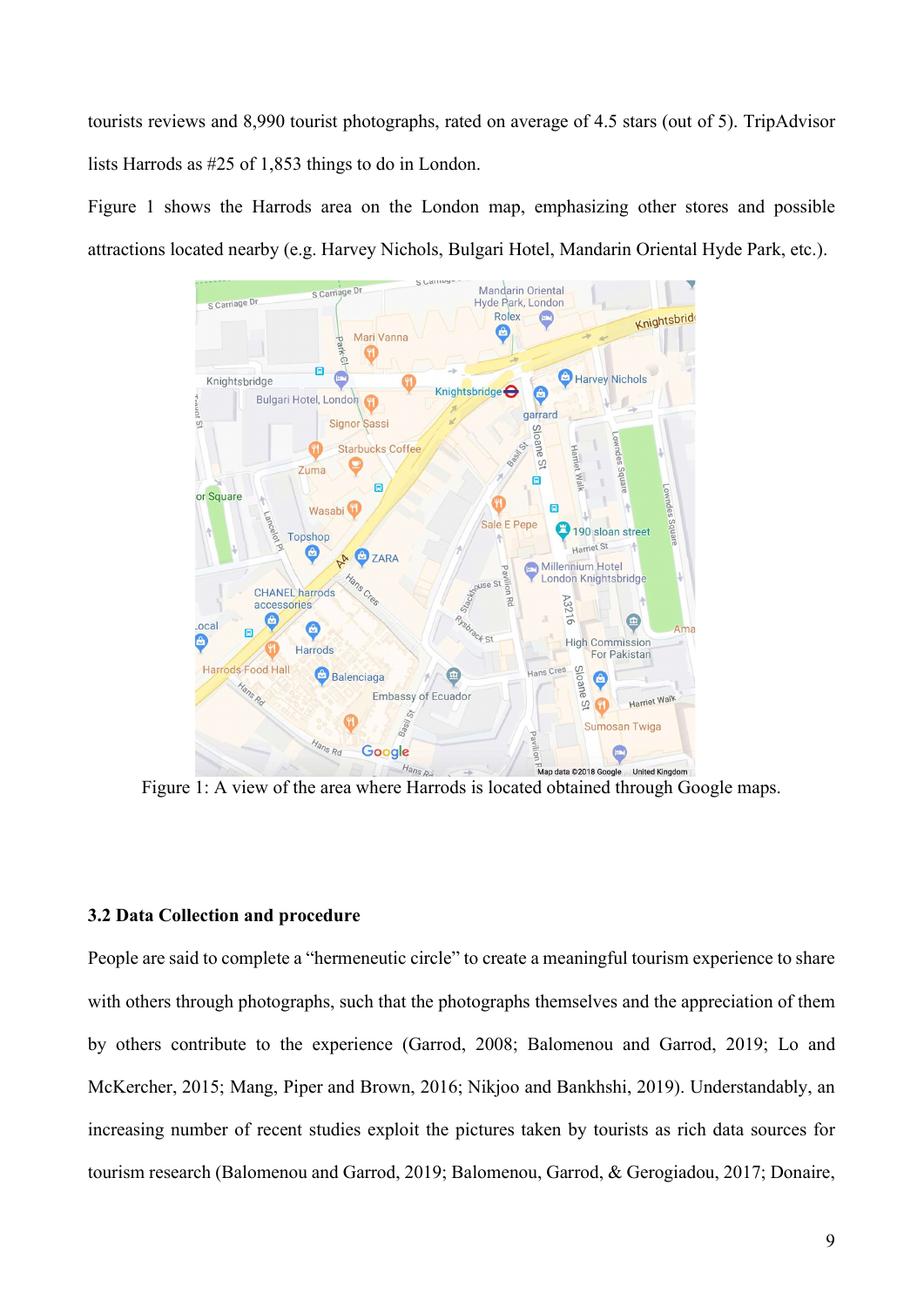tourists reviews and 8,990 tourist photographs, rated on average of 4.5 stars (out of 5). TripAdvisor lists Harrods as #25 of 1,853 things to do in London.

Figure 1 shows the Harrods area on the London map, emphasizing other stores and possible attractions located nearby (e.g. Harvey Nichols, Bulgari Hotel, Mandarin Oriental Hyde Park, etc.).

Figure 1: A view of the area where Harrods is located obtained through Google maps.

### 3.2 Data Collection and procedure

People are said to complete a "hermeneutic circle" to create a meaningful tourism experience to share with others through photographs, such that the photographs themselves and the appreciation of them by others contribute to the experience (Garrod, 2008; Balomenou and Garrod, 2019; Lo and McKercher, 2015; Mang, Piper and Brown, 2016; Nikjoo and Bankhshi, 2019). Understandably, an increasing number of recent studies exploit the pictures taken by tourists as rich data sources for tourism research (Balomenou and Garrod, 2019; Balomenou, Garrod, & Gerogiadou, 2017; Donaire,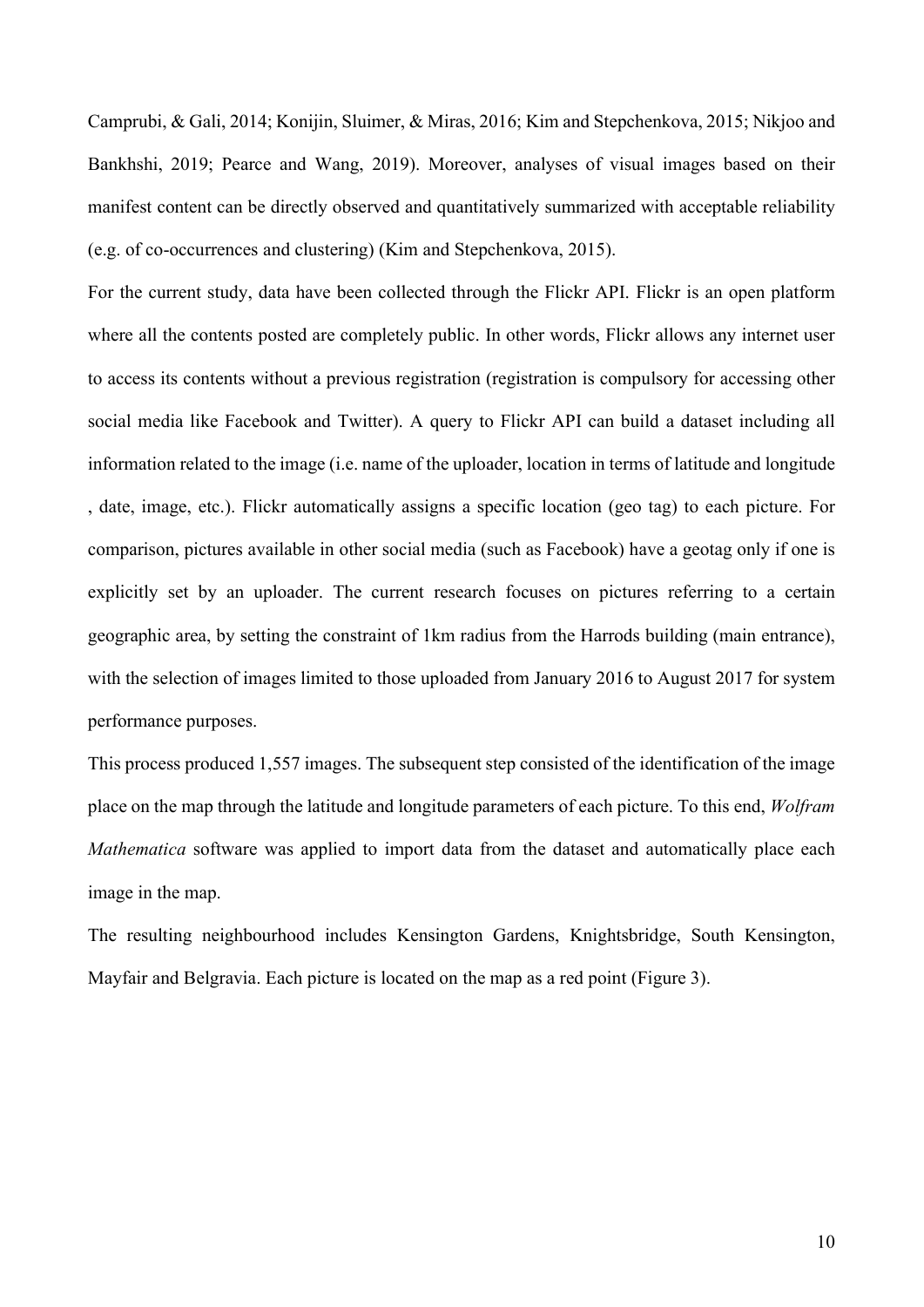Camprubi, & Gali, 2014; Konijin, Sluimer, & Miras, 2016; Kim and Stepchenkova, 2015; Nikjoo and Bankhshi, 2019; Pearce and Wang, 2019). Moreover, analyses of visual images based on their manifest content can be directly observed and quantitatively summarized with acceptable reliability (e.g. of co-occurrences and clustering) (Kim and Stepchenkova, 2015).

For the current study, data have been collected through the Flickr API. Flickr is an open platform where all the contents posted are completely public. In other words, Flickr allows any internet user to access its contents without a previous registration (registration is compulsory for accessing other social media like Facebook and Twitter). A query to Flickr API can build a dataset including all information related to the image (i.e. name of the uploader, location in terms of latitude and longitude , date, image, etc.). Flickr automatically assigns a specific location (geo tag) to each picture. For comparison, pictures available in other social media (such as Facebook) have a geotag only if one is explicitly set by an uploader. The current research focuses on pictures referring to a certain geographic area, by setting the constraint of 1km radius from the Harrods building (main entrance), with the selection of images limited to those uploaded from January 2016 to August 2017 for system performance purposes.

This process produced 1,557 images. The subsequent step consisted of the identification of the image place on the map through the latitude and longitude parameters of each picture. To this end, *Wolfram Mathematica* software was applied to import data from the dataset and automatically place each image in the map.

The resulting neighbourhood includes Kensington Gardens, Knightsbridge, South Kensington, Mayfair and Belgravia. Each picture is located on the map as a red point (Figure 3).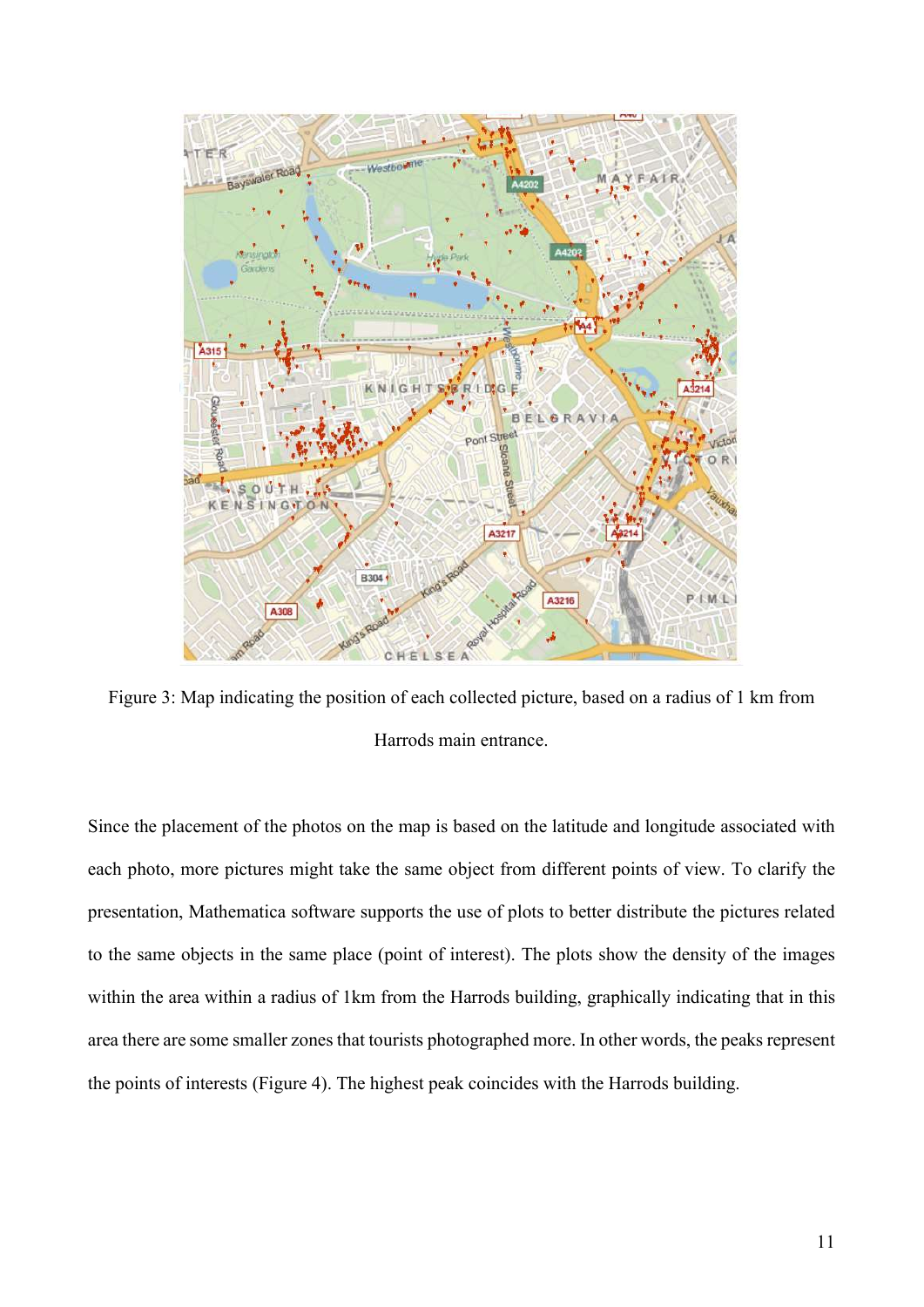Figure 3: Map indicating the position of each collected picture, based on a radius of 1 km from Harrods main entrance.

Since the placement of the photos on the map is based on the latitude and longitude associated with each photo, more pictures might take the same object from different points of view. To clarify the presentation, Mathematica software supports the use of plots to better distribute the pictures related to the same objects in the same place (point of interest). The plots show the density of the images within the area within a radius of 1km from the Harrods building, graphically indicating that in this area there are some smaller zones that tourists photographed more. In other words, the peaks represent the points of interests (Figure 4). The highest peak coincides with the Harrods building.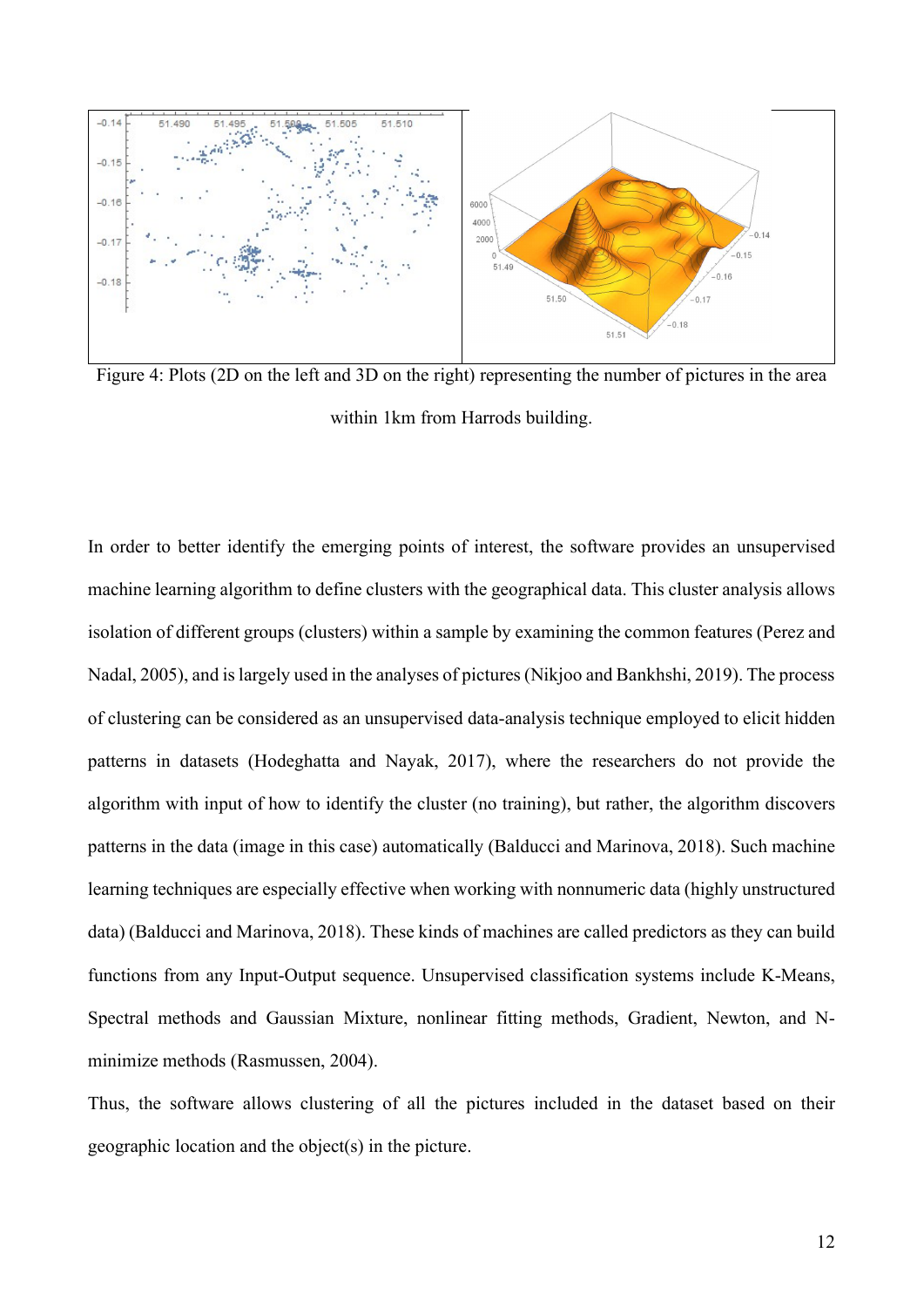-0.14
51.490
51.495
51.500
51.505
51.510
-0.15
-0.16
-0.17
-0.18

6000
4000
2000
0
51.49
51.50
51.51
-0.14
-0.15
-0.16
-0.17
-0.18

Figure 4: Plots (2D on the left and 3D on the right) representing the number of pictures in the area within 1km from Harrods building.

In order to better identify the emerging points of interest, the software provides an unsupervised machine learning algorithm to define clusters with the geographical data. This cluster analysis allows isolation of different groups (clusters) within a sample by examining the common features (Perez and Nadal, 2005), and is largely used in the analyses of pictures (Nikjoo and Bankhshi, 2019). The process of clustering can be considered as an unsupervised data-analysis technique employed to elicit hidden patterns in datasets (Hodeghatta and Nayak, 2017), where the researchers do not provide the algorithm with input of how to identify the cluster (no training), but rather, the algorithm discovers patterns in the data (image in this case) automatically (Balducci and Marinova, 2018). Such machine learning techniques are especially effective when working with nonnumeric data (highly unstructured data) (Balducci and Marinova, 2018). These kinds of machines are called predictors as they can build functions from any Input-Output sequence. Unsupervised classification systems include K-Means, Spectral methods and Gaussian Mixture, nonlinear fitting methods, Gradient, Newton, and N-minimize methods (Rasmussen, 2004).

Thus, the software allows clustering of all the pictures included in the dataset based on their geographic location and the object(s) in the picture.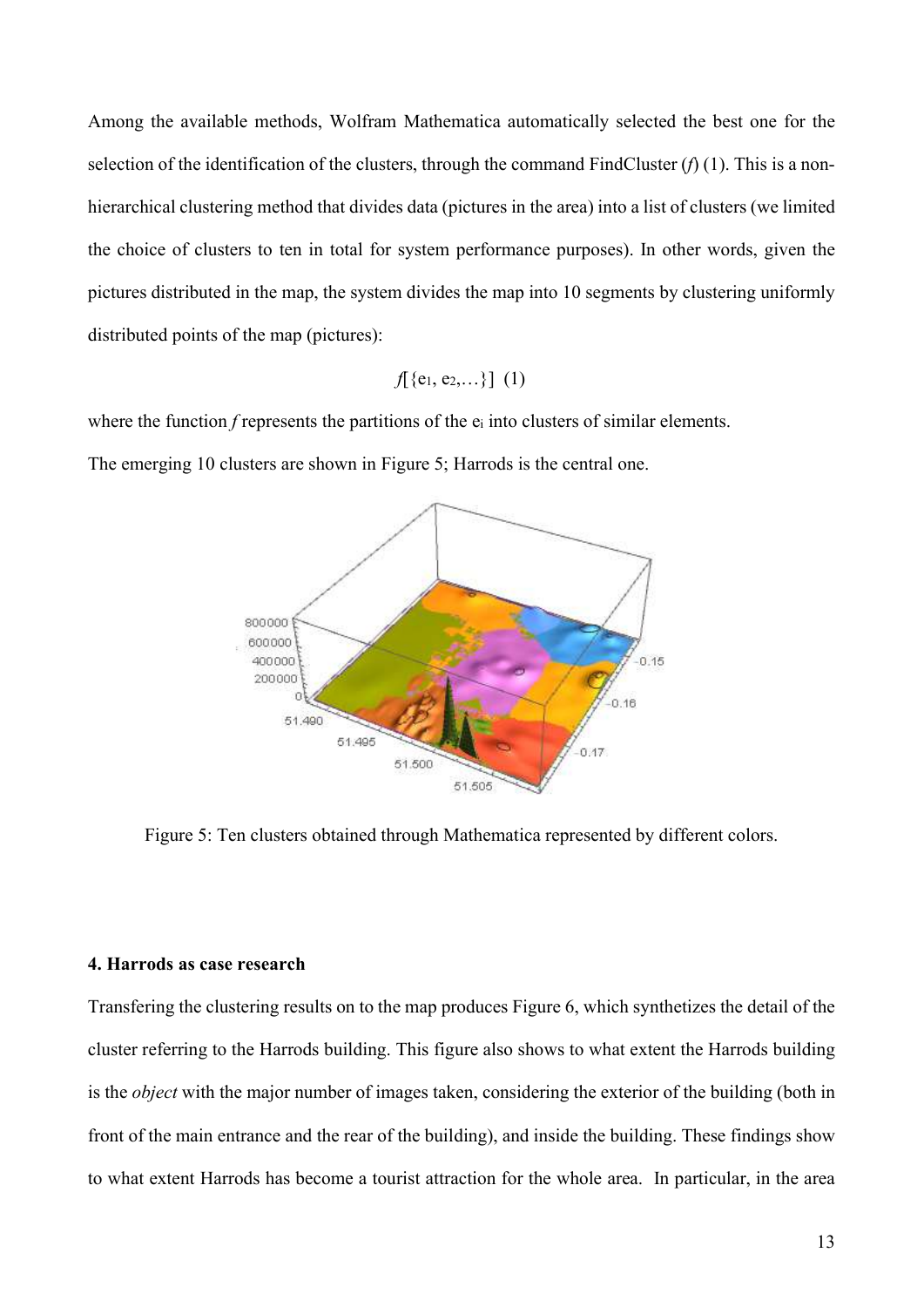Among the available methods, Wolfram Mathematica automatically selected the best one for the selection of the identification of the clusters, through the command FindCluster ($f$) (1). This is a non-hierarchical clustering method that divides data (pictures in the area) into a list of clusters (we limited the choice of clusters to ten in total for system performance purposes). In other words, given the pictures distributed in the map, the system divides the map into 10 segments by clustering uniformly distributed points of the map (pictures):

$$f[\{e_1, e_2,\ldots\}] \quad (1)$$

where the function $f$ represents the partitions of the $e_i$ into clusters of similar elements.

The emerging 10 clusters are shown in Figure 5; Harrods is the central one.

800000
600000
400000
200000
0
51.490
51.495
51.500
51.505
-0.15
-0.16
-0.17

Figure 5: Ten clusters obtained through Mathematica represented by different colors.

#### 4. Harrods as case research

Transfering the clustering results on to the map produces Figure 6, which synthetizes the detail of the cluster referring to the Harrods building. This figure also shows to what extent the Harrods building is the *object* with the major number of images taken, considering the exterior of the building (both in front of the main entrance and the rear of the building), and inside the building. These findings show to what extent Harrods has become a tourist attraction for the whole area. In particular, in the area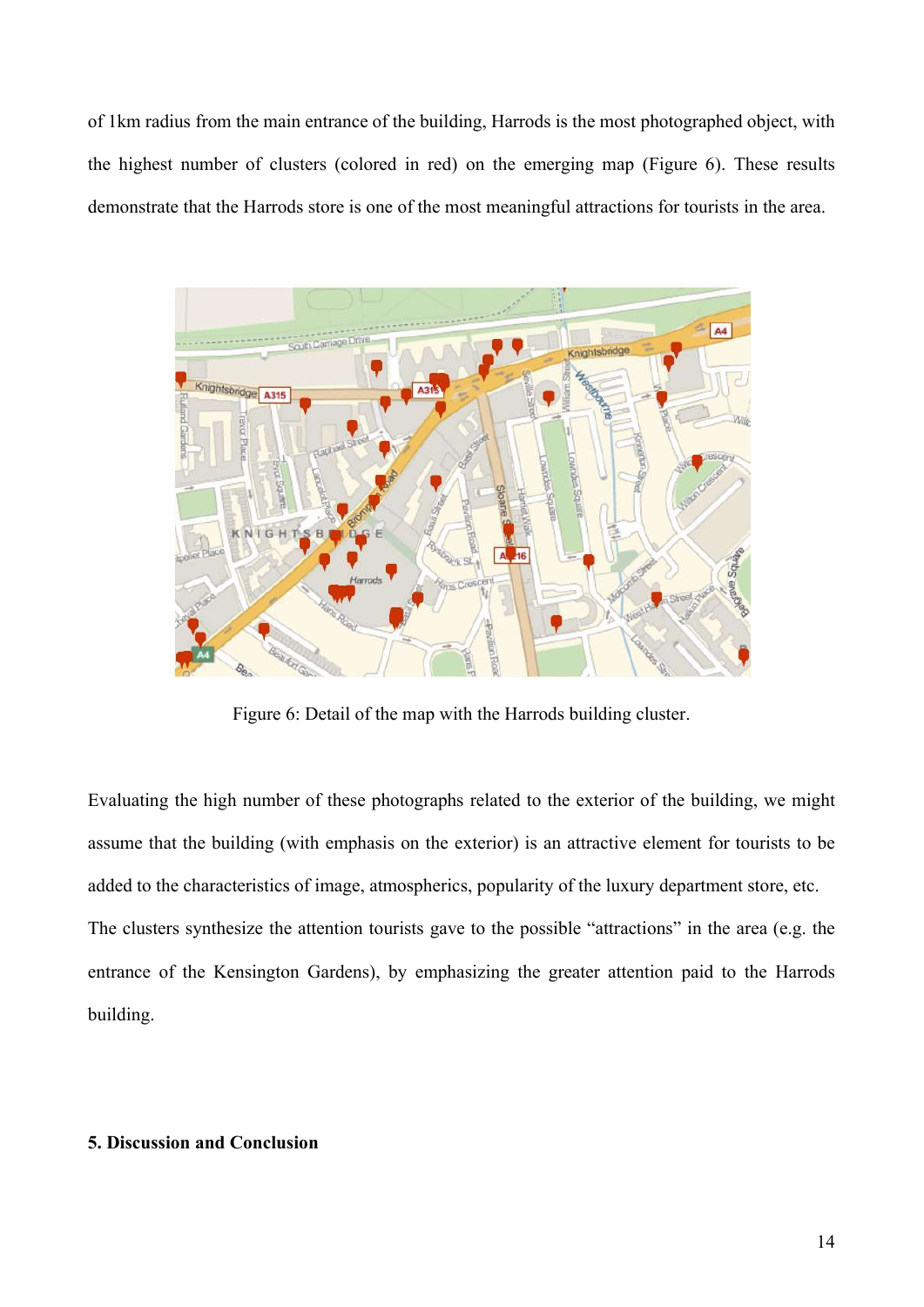of 1km radius from the main entrance of the building, Harrods is the most photographed object, with the highest number of clusters (colored in red) on the emerging map (Figure 6). These results demonstrate that the Harrods store is one of the most meaningful attractions for tourists in the area.

Figure 6: Detail of the map with the Harrods building cluster.

Evaluating the high number of these photographs related to the exterior of the building, we might assume that the building (with emphasis on the exterior) is an attractive element for tourists to be added to the characteristics of image, atmospherics, popularity of the luxury department store, etc. The clusters synthesize the attention tourists gave to the possible "attractions" in the area (e.g. the entrance of the Kensington Gardens), by emphasizing the greater attention paid to the Harrods building.

## 5. Discussion and Conclusion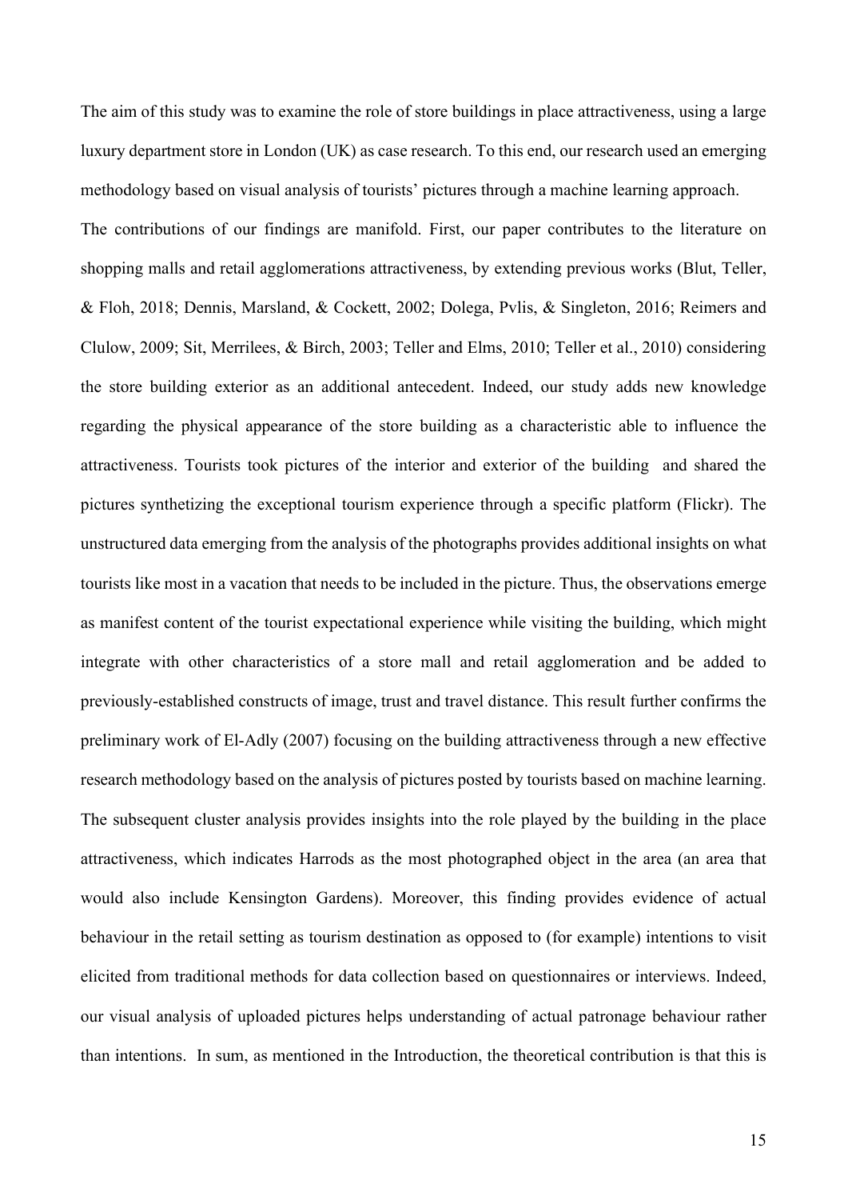The aim of this study was to examine the role of store buildings in place attractiveness, using a large luxury department store in London (UK) as case research. To this end, our research used an emerging methodology based on visual analysis of tourists' pictures through a machine learning approach.

The contributions of our findings are manifold. First, our paper contributes to the literature on shopping malls and retail agglomerations attractiveness, by extending previous works (Blut, Teller, & Floh, 2018; Dennis, Marsland, & Cockett, 2002; Dolega, Pvlis, & Singleton, 2016; Reimers and Clulow, 2009; Sit, Merrilees, & Birch, 2003; Teller and Elms, 2010; Teller et al., 2010) considering the store building exterior as an additional antecedent. Indeed, our study adds new knowledge regarding the physical appearance of the store building as a characteristic able to influence the attractiveness. Tourists took pictures of the interior and exterior of the building and shared the pictures synthetizing the exceptional tourism experience through a specific platform (Flickr). The unstructured data emerging from the analysis of the photographs provides additional insights on what tourists like most in a vacation that needs to be included in the picture. Thus, the observations emerge as manifest content of the tourist expectational experience while visiting the building, which might integrate with other characteristics of a store mall and retail agglomeration and be added to previously-established constructs of image, trust and travel distance. This result further confirms the preliminary work of El-Adly (2007) focusing on the building attractiveness through a new effective research methodology based on the analysis of pictures posted by tourists based on machine learning. The subsequent cluster analysis provides insights into the role played by the building in the place attractiveness, which indicates Harrods as the most photographed object in the area (an area that would also include Kensington Gardens). Moreover, this finding provides evidence of actual behaviour in the retail setting as tourism destination as opposed to (for example) intentions to visit elicited from traditional methods for data collection based on questionnaires or interviews. Indeed, our visual analysis of uploaded pictures helps understanding of actual patronage behaviour rather than intentions. In sum, as mentioned in the Introduction, the theoretical contribution is that this is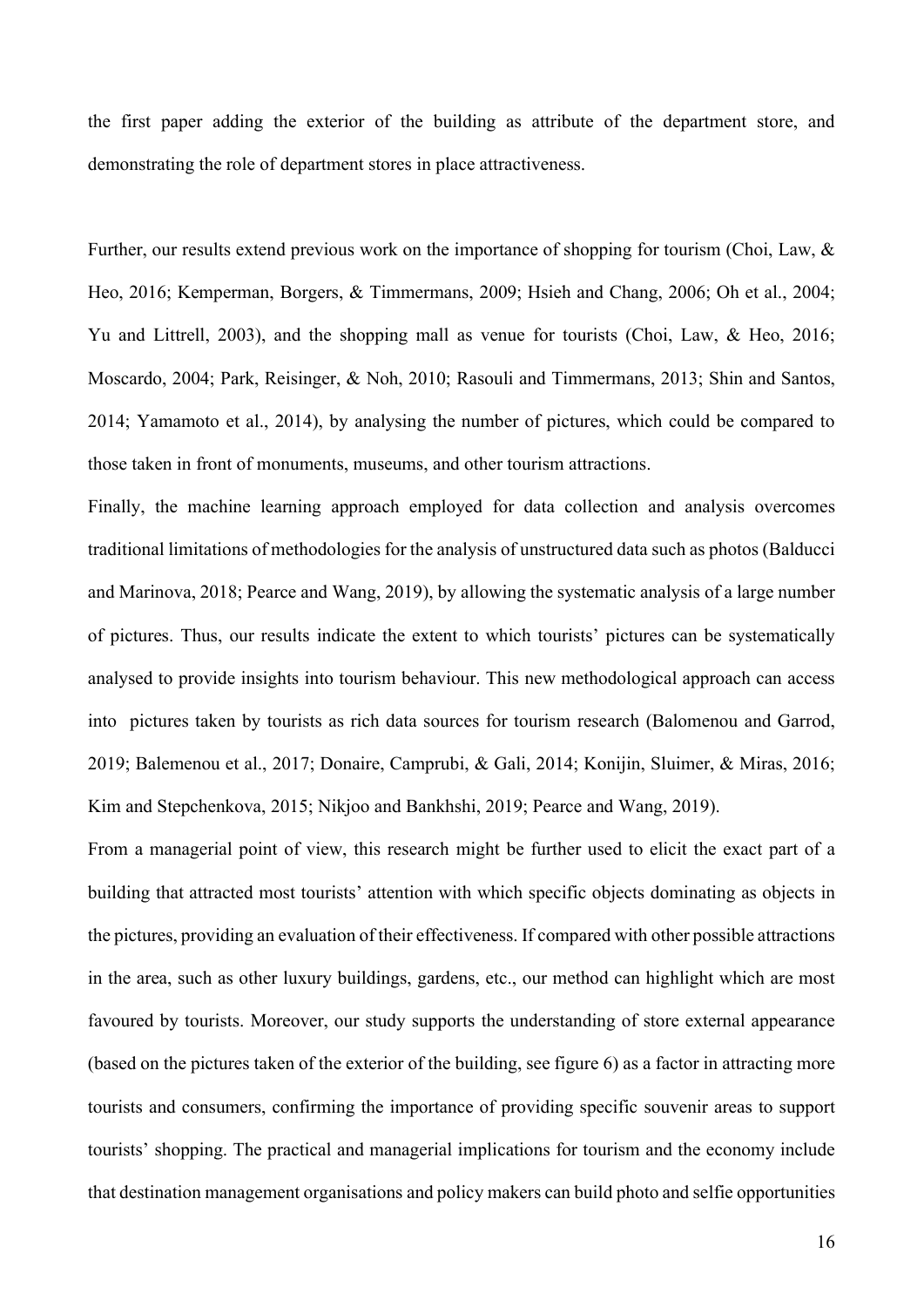the first paper adding the exterior of the building as attribute of the department store, and demonstrating the role of department stores in place attractiveness.

Further, our results extend previous work on the importance of shopping for tourism (Choi, Law, & Heo, 2016; Kemperman, Borgers, & Timmermans, 2009; Hsieh and Chang, 2006; Oh et al., 2004; Yu and Littrell, 2003), and the shopping mall as venue for tourists (Choi, Law, & Heo, 2016; Moscardo, 2004; Park, Reisinger, & Noh, 2010; Rasouli and Timmermans, 2013; Shin and Santos, 2014; Yamamoto et al., 2014), by analysing the number of pictures, which could be compared to those taken in front of monuments, museums, and other tourism attractions.

Finally, the machine learning approach employed for data collection and analysis overcomes traditional limitations of methodologies for the analysis of unstructured data such as photos (Balducci and Marinova, 2018; Pearce and Wang, 2019), by allowing the systematic analysis of a large number of pictures. Thus, our results indicate the extent to which tourists' pictures can be systematically analysed to provide insights into tourism behaviour. This new methodological approach can access into pictures taken by tourists as rich data sources for tourism research (Balomenou and Garrod, 2019; Balemenou et al., 2017; Donaire, Camprubi, & Gali, 2014; Konijin, Sluimer, & Miras, 2016; Kim and Stepchenkova, 2015; Nikjoo and Bankhshi, 2019; Pearce and Wang, 2019).

From a managerial point of view, this research might be further used to elicit the exact part of a building that attracted most tourists' attention with which specific objects dominating as objects in the pictures, providing an evaluation of their effectiveness. If compared with other possible attractions in the area, such as other luxury buildings, gardens, etc., our method can highlight which are most favoured by tourists. Moreover, our study supports the understanding of store external appearance (based on the pictures taken of the exterior of the building, see figure 6) as a factor in attracting more tourists and consumers, confirming the importance of providing specific souvenir areas to support tourists' shopping. The practical and managerial implications for tourism and the economy include that destination management organisations and policy makers can build photo and selfie opportunities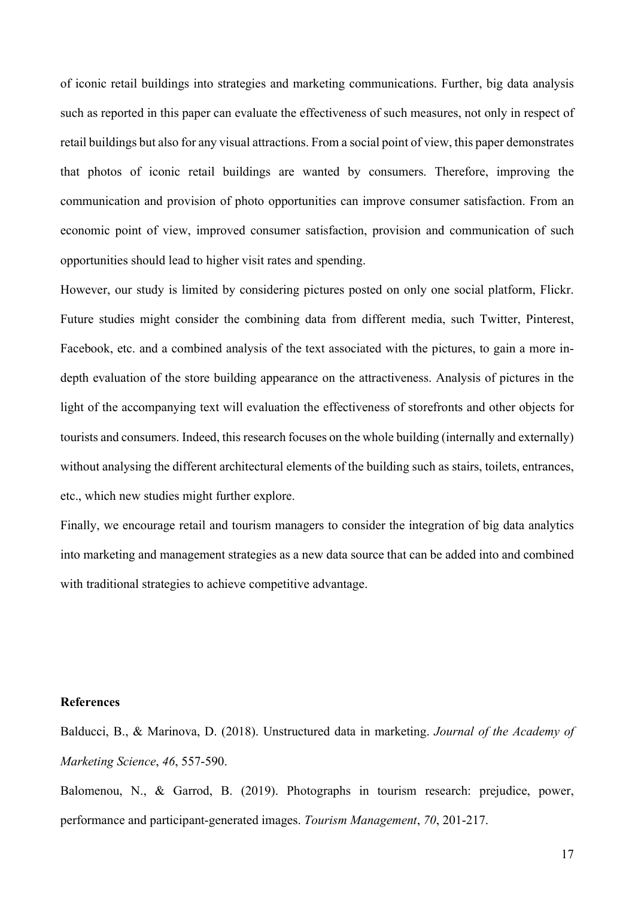of iconic retail buildings into strategies and marketing communications. Further, big data analysis such as reported in this paper can evaluate the effectiveness of such measures, not only in respect of retail buildings but also for any visual attractions. From a social point of view, this paper demonstrates that photos of iconic retail buildings are wanted by consumers. Therefore, improving the communication and provision of photo opportunities can improve consumer satisfaction. From an economic point of view, improved consumer satisfaction, provision and communication of such opportunities should lead to higher visit rates and spending.

However, our study is limited by considering pictures posted on only one social platform, Flickr. Future studies might consider the combining data from different media, such Twitter, Pinterest, Facebook, etc. and a combined analysis of the text associated with the pictures, to gain a more in-depth evaluation of the store building appearance on the attractiveness. Analysis of pictures in the light of the accompanying text will evaluation the effectiveness of storefronts and other objects for tourists and consumers. Indeed, this research focuses on the whole building (internally and externally) without analysing the different architectural elements of the building such as stairs, toilets, entrances, etc., which new studies might further explore.

Finally, we encourage retail and tourism managers to consider the integration of big data analytics into marketing and management strategies as a new data source that can be added into and combined with traditional strategies to achieve competitive advantage.

## References

Balducci, B., & Marinova, D. (2018). Unstructured data in marketing. *Journal of the Academy of Marketing Science*, *46*, 557-590.

Balomenou, N., & Garrod, B. (2019). Photographs in tourism research: prejudice, power, performance and participant-generated images. *Tourism Management*, *70*, 201-217.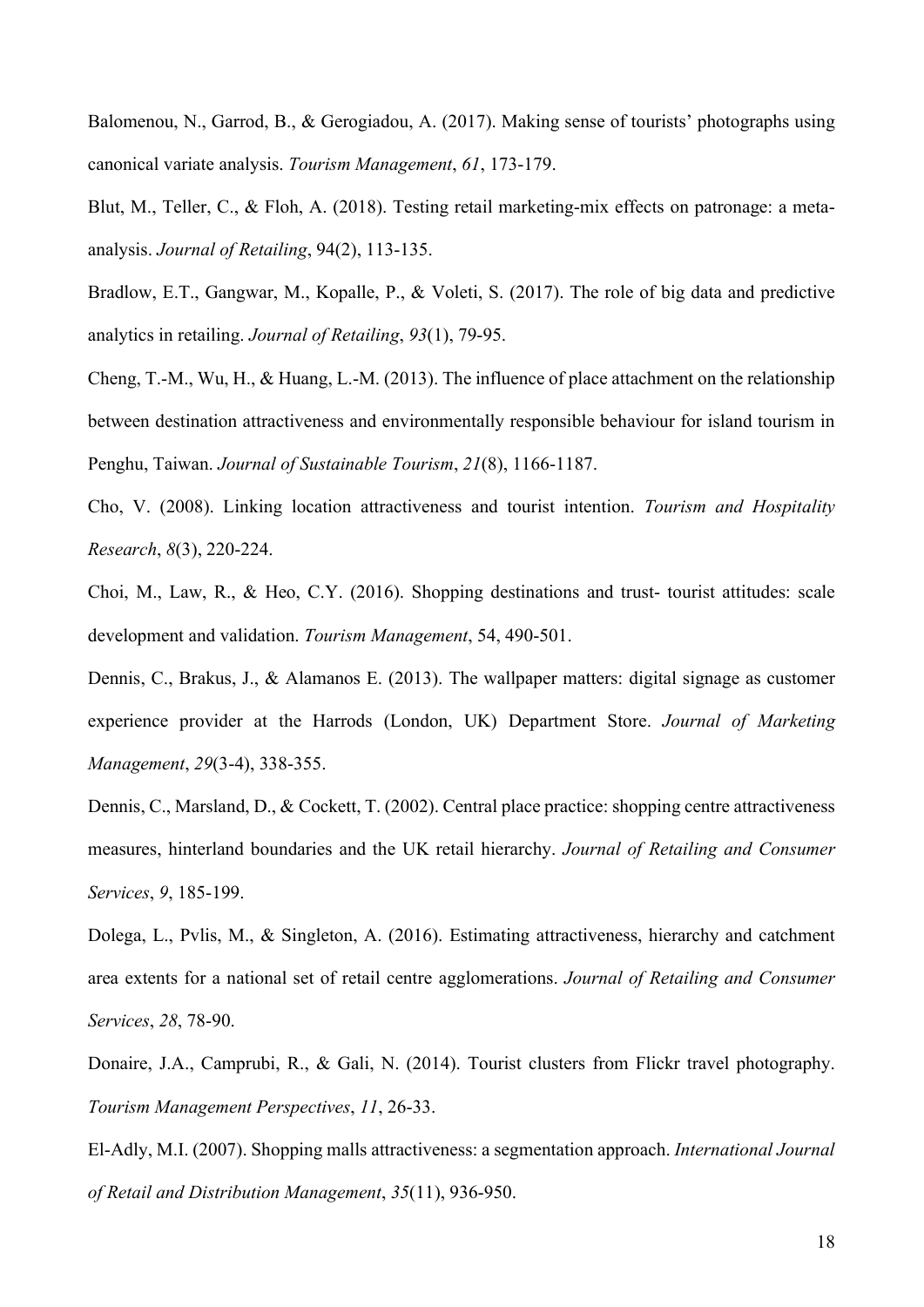Balomenou, N., Garrod, B., & Gerogiadou, A. (2017). Making sense of tourists' photographs using canonical variate analysis. *Tourism Management*, *61*, 173-179.

Blut, M., Teller, C., & Floh, A. (2018). Testing retail marketing-mix effects on patronage: a meta-analysis. *Journal of Retailing*, 94(2), 113-135.

Bradlow, E.T., Gangwar, M., Kopalle, P., & Voleti, S. (2017). The role of big data and predictive analytics in retailing. *Journal of Retailing*, *93*(1), 79-95.

Cheng, T.-M., Wu, H., & Huang, L.-M. (2013). The influence of place attachment on the relationship between destination attractiveness and environmentally responsible behaviour for island tourism in Penghu, Taiwan. *Journal of Sustainable Tourism*, *21*(8), 1166-1187.

Cho, V. (2008). Linking location attractiveness and tourist intention. *Tourism and Hospitality Research*, *8*(3), 220-224.

Choi, M., Law, R., & Heo, C.Y. (2016). Shopping destinations and trust- tourist attitudes: scale development and validation. *Tourism Management*, 54, 490-501.

Dennis, C., Brakus, J., & Alamanos E. (2013). The wallpaper matters: digital signage as customer experience provider at the Harrods (London, UK) Department Store. *Journal of Marketing Management*, *29*(3-4), 338-355.

Dennis, C., Marsland, D., & Cockett, T. (2002). Central place practice: shopping centre attractiveness measures, hinterland boundaries and the UK retail hierarchy. *Journal of Retailing and Consumer Services*, *9*, 185-199.

Dolega, L., Pvlis, M., & Singleton, A. (2016). Estimating attractiveness, hierarchy and catchment area extents for a national set of retail centre agglomerations. *Journal of Retailing and Consumer Services*, *28*, 78-90.

Donaire, J.A., Camprubi, R., & Gali, N. (2014). Tourist clusters from Flickr travel photography. *Tourism Management Perspectives*, *11*, 26-33.

El-Adly, M.I. (2007). Shopping malls attractiveness: a segmentation approach. *International Journal of Retail and Distribution Management*, *35*(11), 936-950.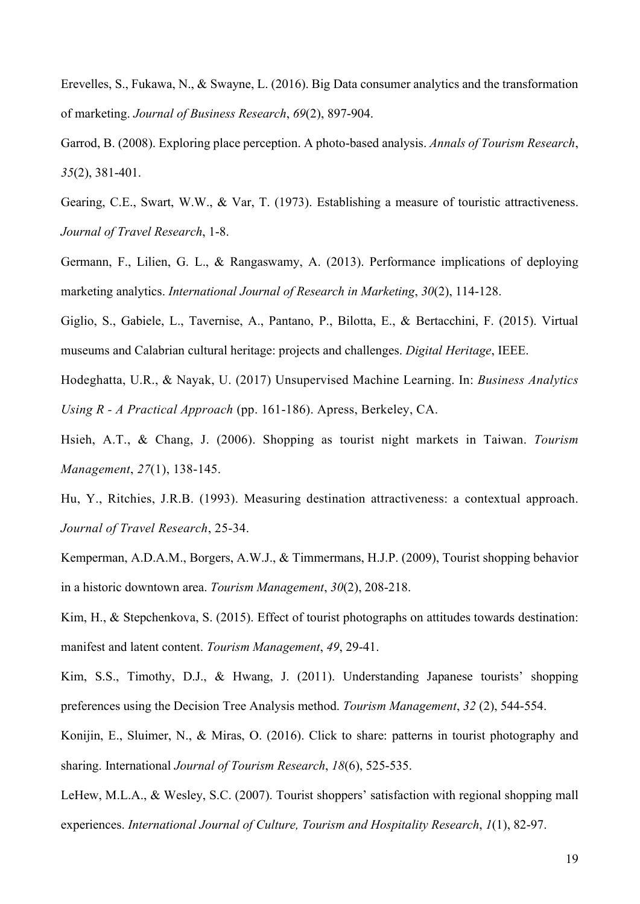Erevelles, S., Fukawa, N., & Swayne, L. (2016). Big Data consumer analytics and the transformation of marketing. *Journal of Business Research*, *69*(2), 897-904.

Garrod, B. (2008). Exploring place perception. A photo-based analysis. *Annals of Tourism Research*, *35*(2), 381-401.

Gearing, C.E., Swart, W.W., & Var, T. (1973). Establishing a measure of touristic attractiveness. *Journal of Travel Research*, 1-8.

Germann, F., Lilien, G. L., & Rangaswamy, A. (2013). Performance implications of deploying marketing analytics. *International Journal of Research in Marketing*, *30*(2), 114-128.

Giglio, S., Gabiele, L., Tavernise, A., Pantano, P., Bilotta, E., & Bertacchini, F. (2015). Virtual museums and Calabrian cultural heritage: projects and challenges. *Digital Heritage*, IEEE.

Hodeghatta, U.R., & Nayak, U. (2017) Unsupervised Machine Learning. In: *Business Analytics Using R - A Practical Approach* (pp. 161-186). Apress, Berkeley, CA.

Hsieh, A.T., & Chang, J. (2006). Shopping as tourist night markets in Taiwan. *Tourism Management*, *27*(1), 138-145.

Hu, Y., Ritchies, J.R.B. (1993). Measuring destination attractiveness: a contextual approach. *Journal of Travel Research*, 25-34.

Kemperman, A.D.A.M., Borgers, A.W.J., & Timmermans, H.J.P. (2009), Tourist shopping behavior in a historic downtown area. *Tourism Management*, *30*(2), 208-218.

Kim, H., & Stepchenkova, S. (2015). Effect of tourist photographs on attitudes towards destination: manifest and latent content. *Tourism Management*, *49*, 29-41.

Kim, S.S., Timothy, D.J., & Hwang, J. (2011). Understanding Japanese tourists' shopping preferences using the Decision Tree Analysis method. *Tourism Management*, *32* (2), 544-554.

Konijin, E., Sluimer, N., & Miras, O. (2016). Click to share: patterns in tourist photography and sharing. International *Journal of Tourism Research*, *18*(6), 525-535.

LeHew, M.L.A., & Wesley, S.C. (2007). Tourist shoppers' satisfaction with regional shopping mall experiences. *International Journal of Culture, Tourism and Hospitality Research*, *1*(1), 82-97.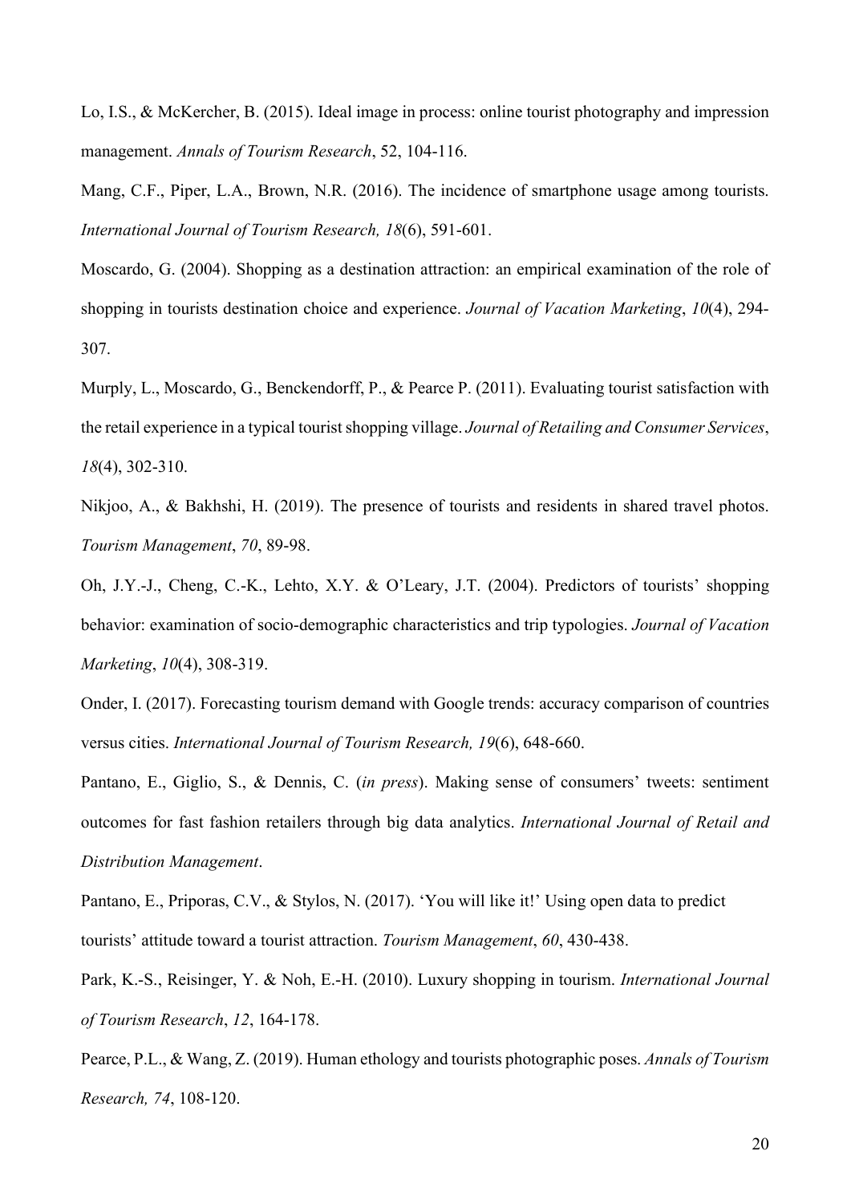Lo, I.S., & McKercher, B. (2015). Ideal image in process: online tourist photography and impression management. *Annals of Tourism Research*, 52, 104-116.

Mang, C.F., Piper, L.A., Brown, N.R. (2016). The incidence of smartphone usage among tourists. *International Journal of Tourism Research, 18*(6), 591-601.

Moscardo, G. (2004). Shopping as a destination attraction: an empirical examination of the role of shopping in tourists destination choice and experience. *Journal of Vacation Marketing*, *10*(4), 294-307.

Murply, L., Moscardo, G., Benckendorff, P., & Pearce P. (2011). Evaluating tourist satisfaction with the retail experience in a typical tourist shopping village. *Journal of Retailing and Consumer Services*, *18*(4), 302-310.

Nikjoo, A., & Bakhshi, H. (2019). The presence of tourists and residents in shared travel photos. *Tourism Management*, *70*, 89-98.

Oh, J.Y.-J., Cheng, C.-K., Lehto, X.Y. & O'Leary, J.T. (2004). Predictors of tourists' shopping behavior: examination of socio-demographic characteristics and trip typologies. *Journal of Vacation Marketing*, *10*(4), 308-319.

Onder, I. (2017). Forecasting tourism demand with Google trends: accuracy comparison of countries versus cities. *International Journal of Tourism Research, 19*(6), 648-660.

Pantano, E., Giglio, S., & Dennis, C. (*in press*). Making sense of consumers' tweets: sentiment outcomes for fast fashion retailers through big data analytics. *International Journal of Retail and Distribution Management*.

Pantano, E., Priporas, C.V., & Stylos, N. (2017). 'You will like it!' Using open data to predict tourists' attitude toward a tourist attraction. *Tourism Management*, *60*, 430-438.

Park, K.-S., Reisinger, Y. & Noh, E.-H. (2010). Luxury shopping in tourism. *International Journal of Tourism Research*, *12*, 164-178.

Pearce, P.L., & Wang, Z. (2019). Human ethology and tourists photographic poses. *Annals of Tourism Research, 74*, 108-120.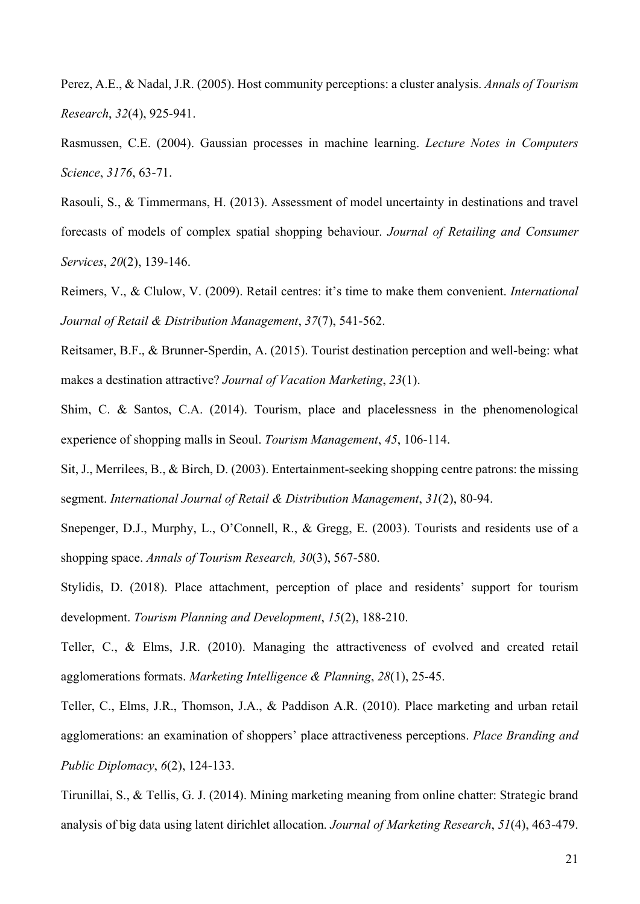Perez, A.E., & Nadal, J.R. (2005). Host community perceptions: a cluster analysis. *Annals of Tourism Research*, *32*(4), 925-941.

Rasmussen, C.E. (2004). Gaussian processes in machine learning. *Lecture Notes in Computers Science*, *3176*, 63-71.

Rasouli, S., & Timmermans, H. (2013). Assessment of model uncertainty in destinations and travel forecasts of models of complex spatial shopping behaviour. *Journal of Retailing and Consumer Services*, *20*(2), 139-146.

Reimers, V., & Clulow, V. (2009). Retail centres: it's time to make them convenient. *International Journal of Retail & Distribution Management*, *37*(7), 541-562.

Reitsamer, B.F., & Brunner-Sperdin, A. (2015). Tourist destination perception and well-being: what makes a destination attractive? *Journal of Vacation Marketing*, *23*(1).

Shim, C. & Santos, C.A. (2014). Tourism, place and placelessness in the phenomenological experience of shopping malls in Seoul. *Tourism Management*, *45*, 106-114.

Sit, J., Merrilees, B., & Birch, D. (2003). Entertainment-seeking shopping centre patrons: the missing segment. *International Journal of Retail & Distribution Management*, *31*(2), 80-94.

Snepenger, D.J., Murphy, L., O'Connell, R., & Gregg, E. (2003). Tourists and residents use of a shopping space. *Annals of Tourism Research, 30*(3), 567-580.

Stylidis, D. (2018). Place attachment, perception of place and residents' support for tourism development. *Tourism Planning and Development*, *15*(2), 188-210.

Teller, C., & Elms, J.R. (2010). Managing the attractiveness of evolved and created retail agglomerations formats. *Marketing Intelligence & Planning*, *28*(1), 25-45.

Teller, C., Elms, J.R., Thomson, J.A., & Paddison A.R. (2010). Place marketing and urban retail agglomerations: an examination of shoppers' place attractiveness perceptions. *Place Branding and Public Diplomacy*, *6*(2), 124-133.

Tirunillai, S., & Tellis, G. J. (2014). Mining marketing meaning from online chatter: Strategic brand analysis of big data using latent dirichlet allocation. *Journal of Marketing Research*, *51*(4), 463-479.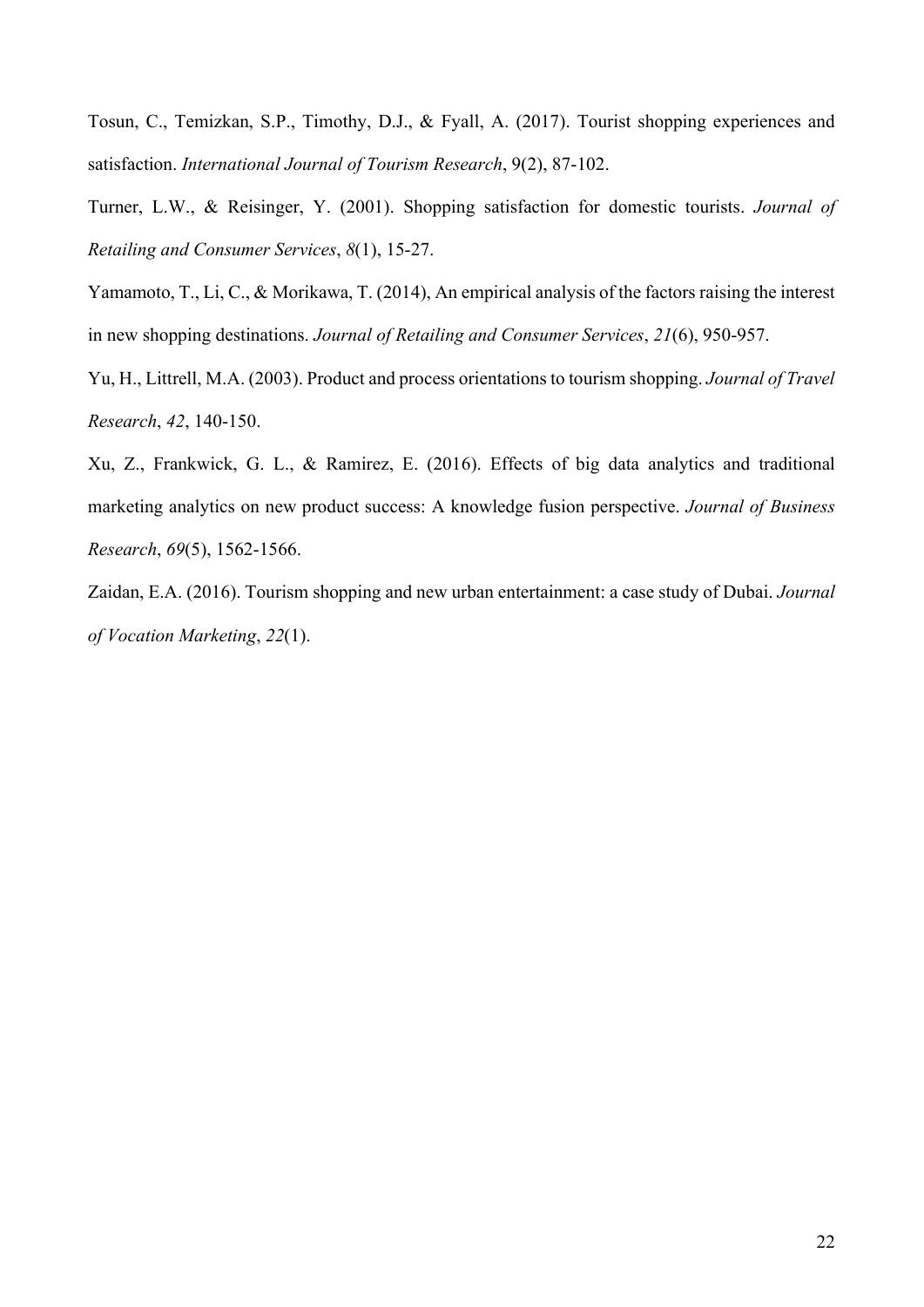Tosun, C., Temizkan, S.P., Timothy, D.J., & Fyall, A. (2017). Tourist shopping experiences and satisfaction. *International Journal of Tourism Research*, 9(2), 87-102.

Turner, L.W., & Reisinger, Y. (2001). Shopping satisfaction for domestic tourists. *Journal of Retailing and Consumer Services*, *8*(1), 15-27.

Yamamoto, T., Li, C., & Morikawa, T. (2014), An empirical analysis of the factors raising the interest in new shopping destinations. *Journal of Retailing and Consumer Services*, *21*(6), 950-957.

Yu, H., Littrell, M.A. (2003). Product and process orientations to tourism shopping. *Journal of Travel Research*, *42*, 140-150.

Xu, Z., Frankwick, G. L., & Ramirez, E. (2016). Effects of big data analytics and traditional marketing analytics on new product success: A knowledge fusion perspective. *Journal of Business Research*, *69*(5), 1562-1566.

Zaidan, E.A. (2016). Tourism shopping and new urban entertainment: a case study of Dubai. *Journal of Vocation Marketing*, *22*(1).